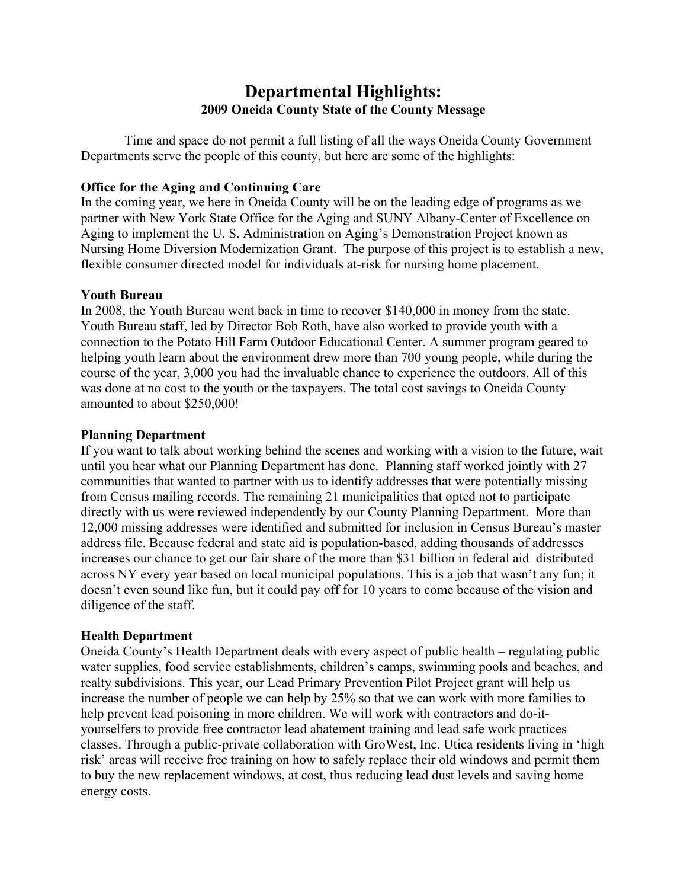# Departmental Highlights:

## 2009 Oneida County State of the County Message

Time and space do not permit a full listing of all the ways Oneida County Government Departments serve the people of this county, but here are some of the highlights:

**Office for the Aging and Continuing Care**

In the coming year, we here in Oneida County will be on the leading edge of programs as we partner with New York State Office for the Aging and SUNY Albany-Center of Excellence on Aging to implement the U. S. Administration on Aging's Demonstration Project known as Nursing Home Diversion Modernization Grant. The purpose of this project is to establish a new, flexible consumer directed model for individuals at-risk for nursing home placement.

**Youth Bureau**

In 2008, the Youth Bureau went back in time to recover $140,000 in money from the state. Youth Bureau staff, led by Director Bob Roth, have also worked to provide youth with a connection to the Potato Hill Farm Outdoor Educational Center. A summer program geared to helping youth learn about the environment drew more than 700 young people, while during the course of the year, 3,000 you had the invaluable chance to experience the outdoors. All of this was done at no cost to the youth or the taxpayers. The total cost savings to Oneida County amounted to about $250,000!

**Planning Department**

If you want to talk about working behind the scenes and working with a vision to the future, wait until you hear what our Planning Department has done. Planning staff worked jointly with 27 communities that wanted to partner with us to identify addresses that were potentially missing from Census mailing records. The remaining 21 municipalities that opted not to participate directly with us were reviewed independently by our County Planning Department. More than 12,000 missing addresses were identified and submitted for inclusion in Census Bureau's master address file. Because federal and state aid is population-based, adding thousands of addresses increases our chance to get our fair share of the more than $31 billion in federal aid distributed across NY every year based on local municipal populations. This is a job that wasn't any fun; it doesn't even sound like fun, but it could pay off for 10 years to come because of the vision and diligence of the staff.

**Health Department**

Oneida County's Health Department deals with every aspect of public health – regulating public water supplies, food service establishments, children's camps, swimming pools and beaches, and realty subdivisions. This year, our Lead Primary Prevention Pilot Project grant will help us increase the number of people we can help by 25% so that we can work with more families to help prevent lead poisoning in more children. We will work with contractors and do-it-yourselfers to provide free contractor lead abatement training and lead safe work practices classes. Through a public-private collaboration with GroWest, Inc. Utica residents living in 'high risk' areas will receive free training on how to safely replace their old windows and permit them to buy the new replacement windows, at cost, thus reducing lead dust levels and saving home energy costs.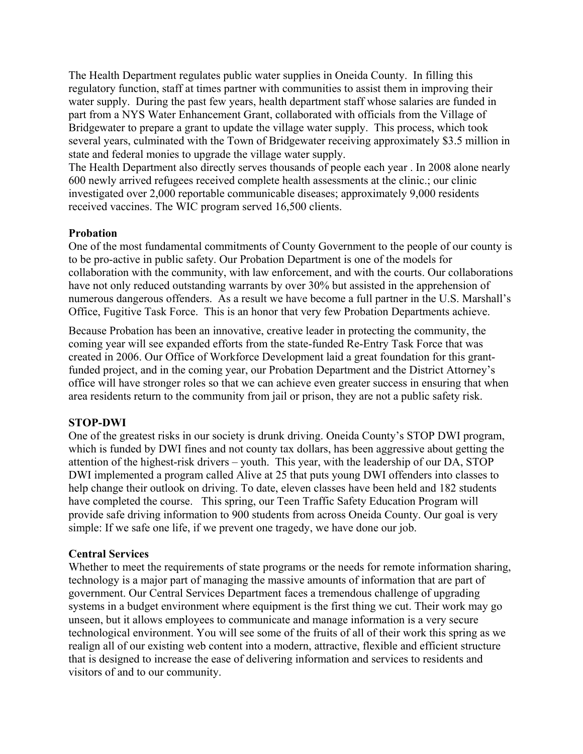The Health Department regulates public water supplies in Oneida County. In filling this regulatory function, staff at times partner with communities to assist them in improving their water supply. During the past few years, health department staff whose salaries are funded in part from a NYS Water Enhancement Grant, collaborated with officials from the Village of Bridgewater to prepare a grant to update the village water supply. This process, which took several years, culminated with the Town of Bridgewater receiving approximately $3.5 million in state and federal monies to upgrade the village water supply.
The Health Department also directly serves thousands of people each year . In 2008 alone nearly 600 newly arrived refugees received complete health assessments at the clinic.; our clinic investigated over 2,000 reportable communicable diseases; approximately 9,000 residents received vaccines. The WIC program served 16,500 clients.

**Probation**
One of the most fundamental commitments of County Government to the people of our county is to be pro-active in public safety. Our Probation Department is one of the models for collaboration with the community, with law enforcement, and with the courts. Our collaborations have not only reduced outstanding warrants by over 30% but assisted in the apprehension of numerous dangerous offenders. As a result we have become a full partner in the U.S. Marshall's Office, Fugitive Task Force. This is an honor that very few Probation Departments achieve.

Because Probation has been an innovative, creative leader in protecting the community, the coming year will see expanded efforts from the state-funded Re-Entry Task Force that was created in 2006. Our Office of Workforce Development laid a great foundation for this grant-funded project, and in the coming year, our Probation Department and the District Attorney's office will have stronger roles so that we can achieve even greater success in ensuring that when area residents return to the community from jail or prison, they are not a public safety risk.

**STOP-DWI**
One of the greatest risks in our society is drunk driving. Oneida County's STOP DWI program, which is funded by DWI fines and not county tax dollars, has been aggressive about getting the attention of the highest-risk drivers – youth. This year, with the leadership of our DA, STOP DWI implemented a program called Alive at 25 that puts young DWI offenders into classes to help change their outlook on driving. To date, eleven classes have been held and 182 students have completed the course. This spring, our Teen Traffic Safety Education Program will provide safe driving information to 900 students from across Oneida County. Our goal is very simple: If we safe one life, if we prevent one tragedy, we have done our job.

**Central Services**
Whether to meet the requirements of state programs or the needs for remote information sharing, technology is a major part of managing the massive amounts of information that are part of government. Our Central Services Department faces a tremendous challenge of upgrading systems in a budget environment where equipment is the first thing we cut. Their work may go unseen, but it allows employees to communicate and manage information is a very secure technological environment. You will see some of the fruits of all of their work this spring as we realign all of our existing web content into a modern, attractive, flexible and efficient structure that is designed to increase the ease of delivering information and services to residents and visitors of and to our community.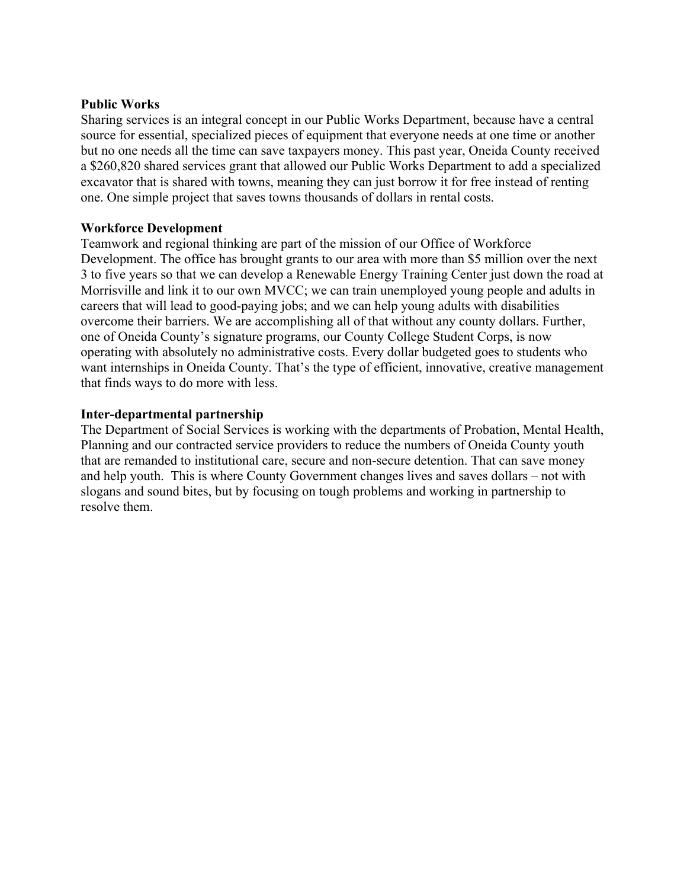**Public Works**

Sharing services is an integral concept in our Public Works Department, because have a central source for essential, specialized pieces of equipment that everyone needs at one time or another but no one needs all the time can save taxpayers money. This past year, Oneida County received a $260,820 shared services grant that allowed our Public Works Department to add a specialized excavator that is shared with towns, meaning they can just borrow it for free instead of renting one. One simple project that saves towns thousands of dollars in rental costs.

**Workforce Development**

Teamwork and regional thinking are part of the mission of our Office of Workforce Development. The office has brought grants to our area with more than $5 million over the next 3 to five years so that we can develop a Renewable Energy Training Center just down the road at Morrisville and link it to our own MVCC; we can train unemployed young people and adults in careers that will lead to good-paying jobs; and we can help young adults with disabilities overcome their barriers. We are accomplishing all of that without any county dollars. Further, one of Oneida County's signature programs, our County College Student Corps, is now operating with absolutely no administrative costs. Every dollar budgeted goes to students who want internships in Oneida County. That's the type of efficient, innovative, creative management that finds ways to do more with less.

**Inter-departmental partnership**

The Department of Social Services is working with the departments of Probation, Mental Health, Planning and our contracted service providers to reduce the numbers of Oneida County youth that are remanded to institutional care, secure and non-secure detention. That can save money and help youth. This is where County Government changes lives and saves dollars – not with slogans and sound bites, but by focusing on tough problems and working in partnership to resolve them.